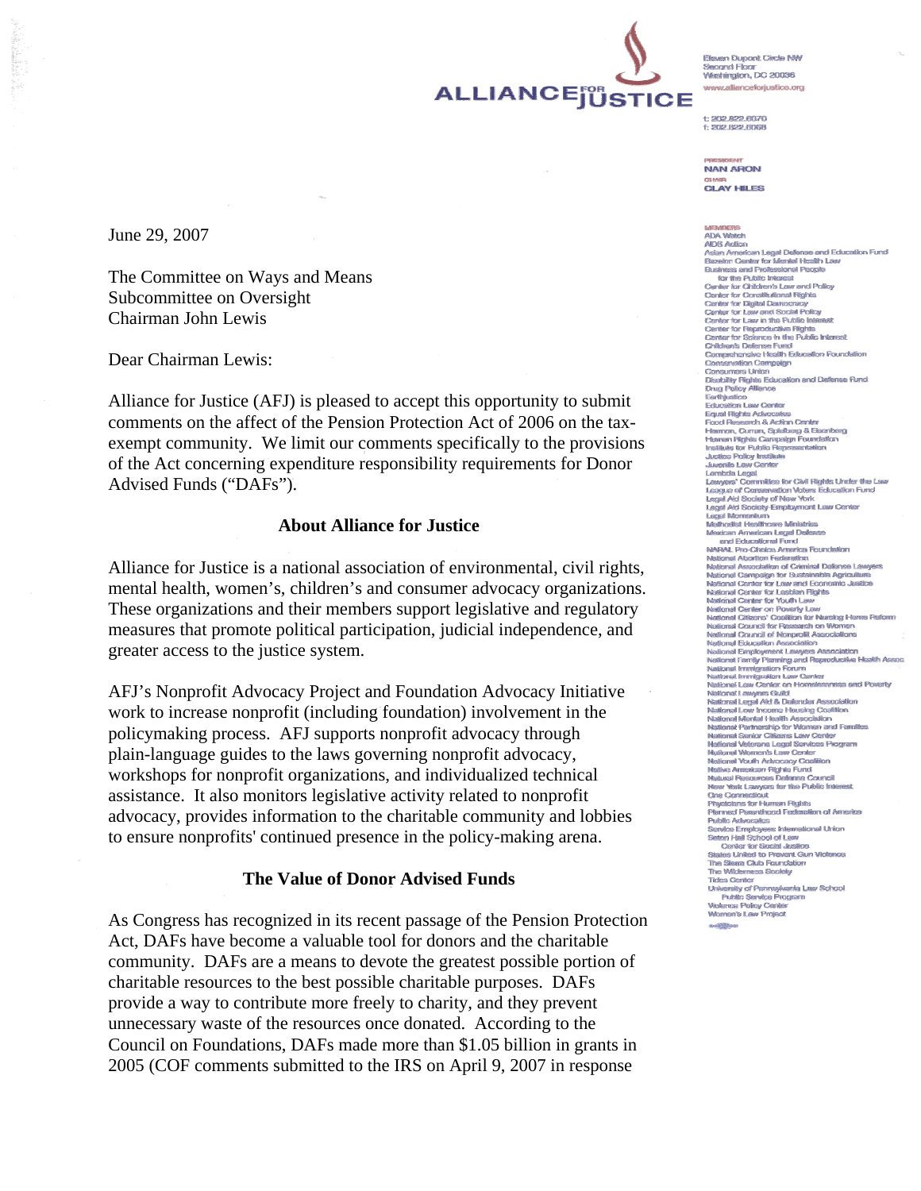ALLIANCE FOR JUSTICE

Eleven Dupont Circle NW
Second Floor
Washington, DC 20036
www.allianceforjustice.org

t: 202.822.6070
f: 202.822.6068

PRESIDENT
NAN ARON
CHAIR
CLAY HILES

MEMBERS
ADA Watch
AIDS Action
Asian American Legal Defense and Education Fund
Bazelon Center for Mental Health Law
Business and Professional People for the Public Interest
Center for Children's Law and Policy
Center for Constitutional Rights
Center for Digital Democracy
Center for Law and Social Policy
Center for Law in the Public Interest
Center for Reproductive Rights
Center for Science in the Public Interest
Children's Defense Fund
Comprehensive Health Education Foundation
Conservation Campaign
Consumers Union
Disability Rights Education and Defense Fund
Drug Policy Alliance
Earthjustice
Education Law Center
Equal Rights Advocates
Food Research & Action Center
Harmon, Curran, Spielberg & Eisenberg
Human Rights Campaign Foundation
Institute for Public Representation
Justice Policy Institute
Juvenile Law Center
Lambda Legal
Lawyers' Committee for Civil Rights Under the Law
League of Conservation Voters Education Fund
Legal Aid Society of New York
Legal Aid Society Employment Law Center
Legal Momentum
Methodist Healthcare Ministries
Mexican American Legal Defense and Educational Fund
NARAL Pro-Choice America Foundation
National Abortion Federation
National Association of Criminal Defense Lawyers
National Campaign for Sustainable Agriculture
National Center for Law and Economic Justice
National Center for Lesbian Rights
National Center for Youth Law
National Center on Poverty Law
National Citizens' Coalition for Nursing Home Reform
National Council for Research on Women
National Council of Nonprofit Associations
National Education Association
National Employment Lawyers Association
National Family Planning and Reproductive Health Assoc
National Immigration Forum
National Immigration Law Center
National Law Center on Homelessness and Poverty
National Lawyers Guild
National Legal Aid & Defender Association
National Low Income Housing Coalition
National Mental Health Association
National Partnership for Women and Families
National Senior Citizens Law Center
National Veterans Legal Services Program
National Women's Law Center
National Youth Advocacy Coalition
Native American Rights Fund
Natural Resources Defense Council
New York Lawyers for the Public Interest
One Connecticut
Physicians for Human Rights
Planned Parenthood Federation of America
Public Advocates
Service Employees International Union
Seton Hall School of Law Center for Social Justice
States United to Prevent Gun Violence
The Sierra Club Foundation
The Wilderness Society
Tides Center
University of Pennsylvania Law School Public Service Program
Violence Policy Center
Women's Law Project

June 29, 2007

The Committee on Ways and Means
Subcommittee on Oversight
Chairman John Lewis

Dear Chairman Lewis:

Alliance for Justice (AFJ) is pleased to accept this opportunity to submit comments on the affect of the Pension Protection Act of 2006 on the tax-exempt community. We limit our comments specifically to the provisions of the Act concerning expenditure responsibility requirements for Donor Advised Funds ("DAFs").

**About Alliance for Justice**

Alliance for Justice is a national association of environmental, civil rights, mental health, women's, children's and consumer advocacy organizations. These organizations and their members support legislative and regulatory measures that promote political participation, judicial independence, and greater access to the justice system.

AFJ's Nonprofit Advocacy Project and Foundation Advocacy Initiative work to increase nonprofit (including foundation) involvement in the policymaking process. AFJ supports nonprofit advocacy through plain-language guides to the laws governing nonprofit advocacy, workshops for nonprofit organizations, and individualized technical assistance. It also monitors legislative activity related to nonprofit advocacy, provides information to the charitable community and lobbies to ensure nonprofits' continued presence in the policy-making arena.

**The Value of Donor Advised Funds**

As Congress has recognized in its recent passage of the Pension Protection Act, DAFs have become a valuable tool for donors and the charitable community. DAFs are a means to devote the greatest possible portion of charitable resources to the best possible charitable purposes. DAFs provide a way to contribute more freely to charity, and they prevent unnecessary waste of the resources once donated. According to the Council on Foundations, DAFs made more than $1.05 billion in grants in 2005 (COF comments submitted to the IRS on April 9, 2007 in response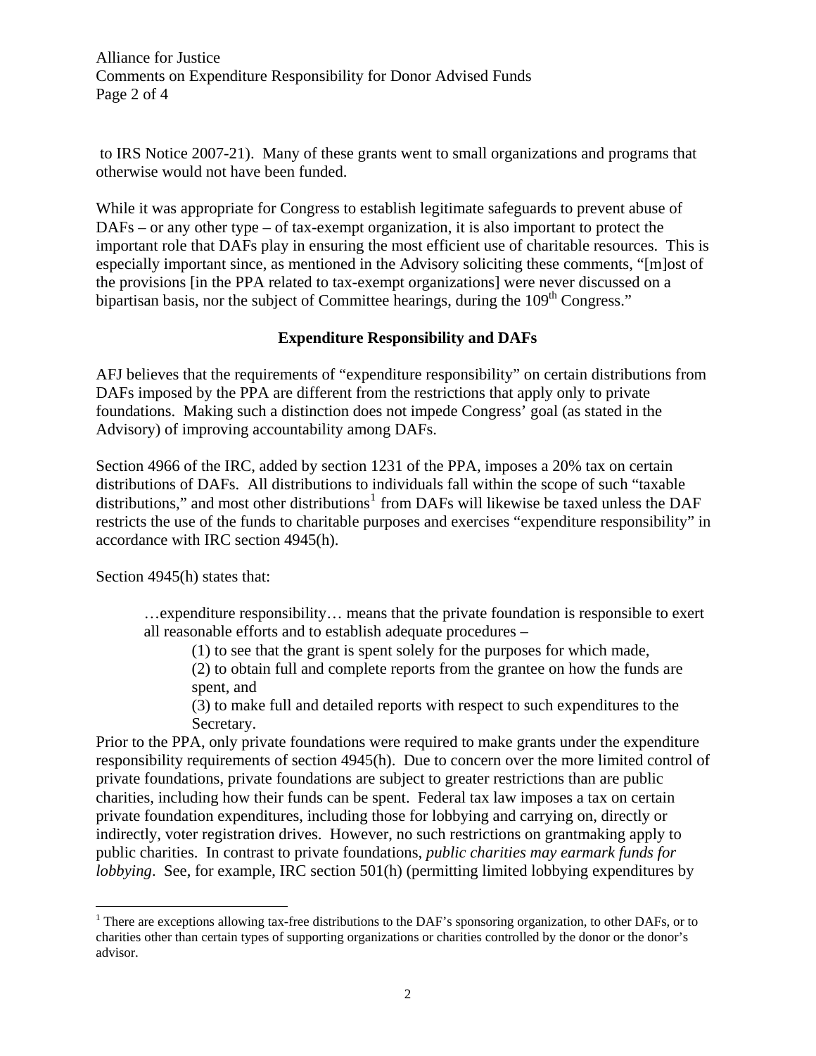to IRS Notice 2007-21). Many of these grants went to small organizations and programs that otherwise would not have been funded.

While it was appropriate for Congress to establish legitimate safeguards to prevent abuse of DAFs – or any other type – of tax-exempt organization, it is also important to protect the important role that DAFs play in ensuring the most efficient use of charitable resources. This is especially important since, as mentioned in the Advisory soliciting these comments, "[m]ost of the provisions [in the PPA related to tax-exempt organizations] were never discussed on a bipartisan basis, nor the subject of Committee hearings, during the 109th Congress."

## Expenditure Responsibility and DAFs

AFJ believes that the requirements of "expenditure responsibility" on certain distributions from DAFs imposed by the PPA are different from the restrictions that apply only to private foundations. Making such a distinction does not impede Congress' goal (as stated in the Advisory) of improving accountability among DAFs.

Section 4966 of the IRC, added by section 1231 of the PPA, imposes a 20% tax on certain distributions of DAFs. All distributions to individuals fall within the scope of such "taxable distributions," and most other distributions[1] from DAFs will likewise be taxed unless the DAF restricts the use of the funds to charitable purposes and exercises "expenditure responsibility" in accordance with IRC section 4945(h).

Section 4945(h) states that:

> …expenditure responsibility… means that the private foundation is responsible to exert all reasonable efforts and to establish adequate procedures –
>
> (1) to see that the grant is spent solely for the purposes for which made,
>
> (2) to obtain full and complete reports from the grantee on how the funds are spent, and
>
> (3) to make full and detailed reports with respect to such expenditures to the Secretary.

Prior to the PPA, only private foundations were required to make grants under the expenditure responsibility requirements of section 4945(h). Due to concern over the more limited control of private foundations, private foundations are subject to greater restrictions than are public charities, including how their funds can be spent. Federal tax law imposes a tax on certain private foundation expenditures, including those for lobbying and carrying on, directly or indirectly, voter registration drives. However, no such restrictions on grantmaking apply to public charities. In contrast to private foundations, *public charities may earmark funds for lobbying*. See, for example, IRC section 501(h) (permitting limited lobbying expenditures by

[1] There are exceptions allowing tax-free distributions to the DAF's sponsoring organization, to other DAFs, or to charities other than certain types of supporting organizations or charities controlled by the donor or the donor's advisor.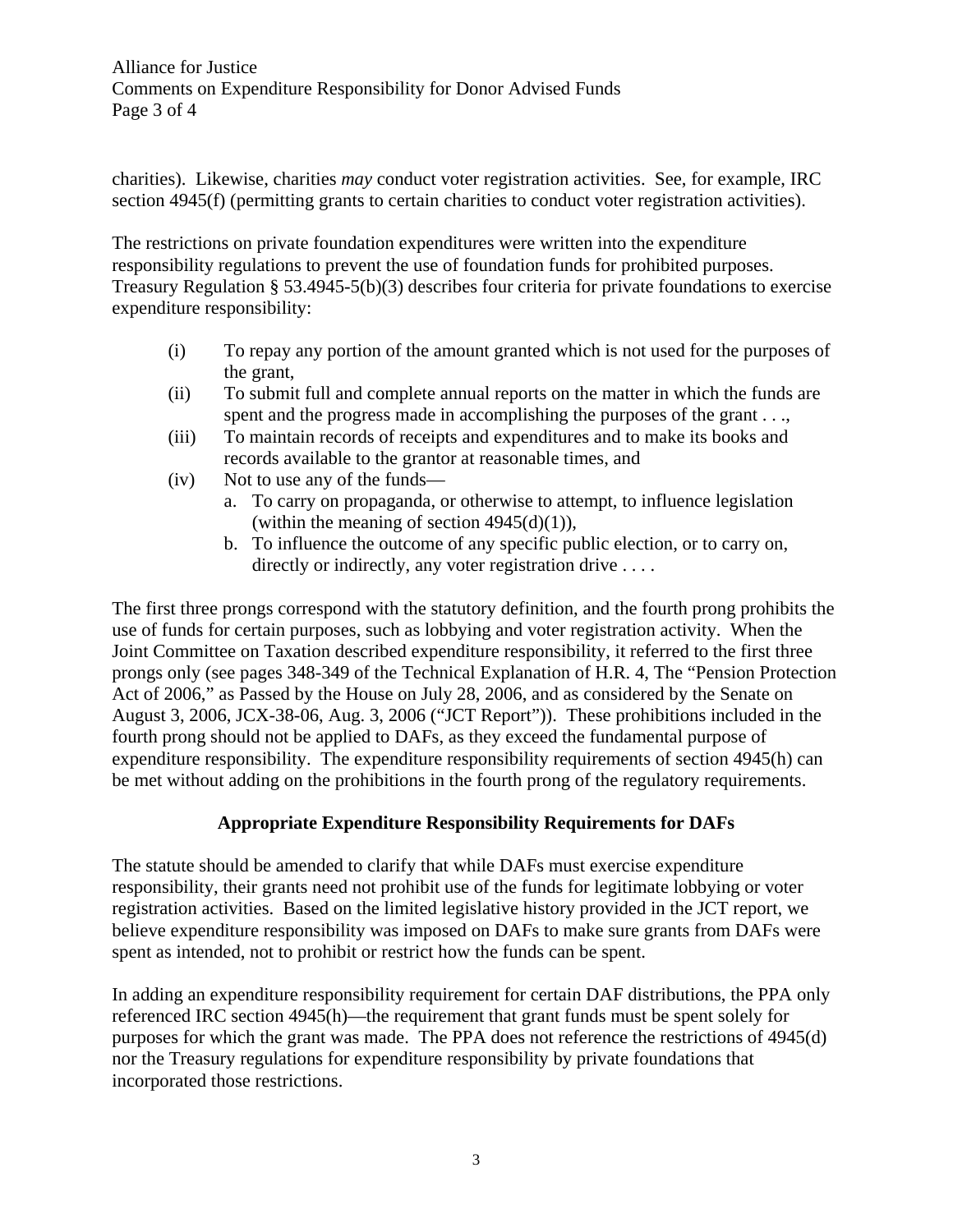charities). Likewise, charities *may* conduct voter registration activities. See, for example, IRC section 4945(f) (permitting grants to certain charities to conduct voter registration activities).

The restrictions on private foundation expenditures were written into the expenditure responsibility regulations to prevent the use of foundation funds for prohibited purposes. Treasury Regulation § 53.4945-5(b)(3) describes four criteria for private foundations to exercise expenditure responsibility:

(i) To repay any portion of the amount granted which is not used for the purposes of the grant,

(ii) To submit full and complete annual reports on the matter in which the funds are spent and the progress made in accomplishing the purposes of the grant . . .,

(iii) To maintain records of receipts and expenditures and to make its books and records available to the grantor at reasonable times, and

(iv) Not to use any of the funds—

   a. To carry on propaganda, or otherwise to attempt, to influence legislation (within the meaning of section 4945(d)(1)),

   b. To influence the outcome of any specific public election, or to carry on, directly or indirectly, any voter registration drive . . . .

The first three prongs correspond with the statutory definition, and the fourth prong prohibits the use of funds for certain purposes, such as lobbying and voter registration activity. When the Joint Committee on Taxation described expenditure responsibility, it referred to the first three prongs only (see pages 348-349 of the Technical Explanation of H.R. 4, The "Pension Protection Act of 2006," as Passed by the House on July 28, 2006, and as considered by the Senate on August 3, 2006, JCX-38-06, Aug. 3, 2006 ("JCT Report")). These prohibitions included in the fourth prong should not be applied to DAFs, as they exceed the fundamental purpose of expenditure responsibility. The expenditure responsibility requirements of section 4945(h) can be met without adding on the prohibitions in the fourth prong of the regulatory requirements.

## Appropriate Expenditure Responsibility Requirements for DAFs

The statute should be amended to clarify that while DAFs must exercise expenditure responsibility, their grants need not prohibit use of the funds for legitimate lobbying or voter registration activities. Based on the limited legislative history provided in the JCT report, we believe expenditure responsibility was imposed on DAFs to make sure grants from DAFs were spent as intended, not to prohibit or restrict how the funds can be spent.

In adding an expenditure responsibility requirement for certain DAF distributions, the PPA only referenced IRC section 4945(h)—the requirement that grant funds must be spent solely for purposes for which the grant was made. The PPA does not reference the restrictions of 4945(d) nor the Treasury regulations for expenditure responsibility by private foundations that incorporated those restrictions.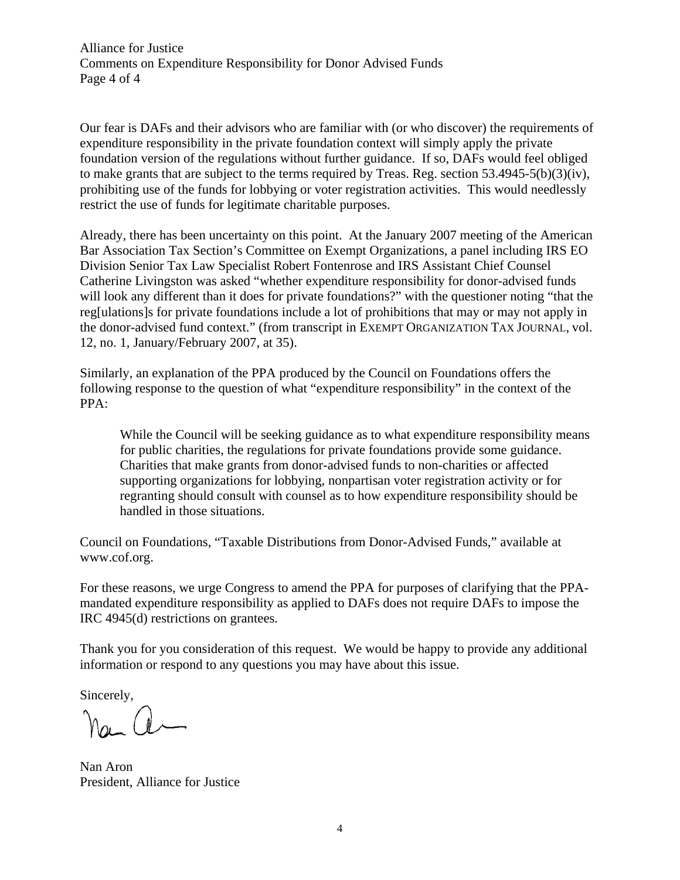Our fear is DAFs and their advisors who are familiar with (or who discover) the requirements of expenditure responsibility in the private foundation context will simply apply the private foundation version of the regulations without further guidance. If so, DAFs would feel obliged to make grants that are subject to the terms required by Treas. Reg. section 53.4945-5(b)(3)(iv), prohibiting use of the funds for lobbying or voter registration activities. This would needlessly restrict the use of funds for legitimate charitable purposes.

Already, there has been uncertainty on this point. At the January 2007 meeting of the American Bar Association Tax Section's Committee on Exempt Organizations, a panel including IRS EO Division Senior Tax Law Specialist Robert Fontenrose and IRS Assistant Chief Counsel Catherine Livingston was asked "whether expenditure responsibility for donor-advised funds will look any different than it does for private foundations?" with the questioner noting "that the reg[ulation]s for private foundations include a lot of prohibitions that may or may not apply in the donor-advised fund context." (from transcript in EXEMPT ORGANIZATION TAX JOURNAL, vol. 12, no. 1, January/February 2007, at 35).

Similarly, an explanation of the PPA produced by the Council on Foundations offers the following response to the question of what "expenditure responsibility" in the context of the PPA:

> While the Council will be seeking guidance as to what expenditure responsibility means for public charities, the regulations for private foundations provide some guidance. Charities that make grants from donor-advised funds to non-charities or affected supporting organizations for lobbying, nonpartisan voter registration activity or for regranting should consult with counsel as to how expenditure responsibility should be handled in those situations.

Council on Foundations, "Taxable Distributions from Donor-Advised Funds," available at www.cof.org.

For these reasons, we urge Congress to amend the PPA for purposes of clarifying that the PPA-mandated expenditure responsibility as applied to DAFs does not require DAFs to impose the IRC 4945(d) restrictions on grantees.

Thank you for you consideration of this request. We would be happy to provide any additional information or respond to any questions you may have about this issue.

Sincerely,

Nan Aron
President, Alliance for Justice